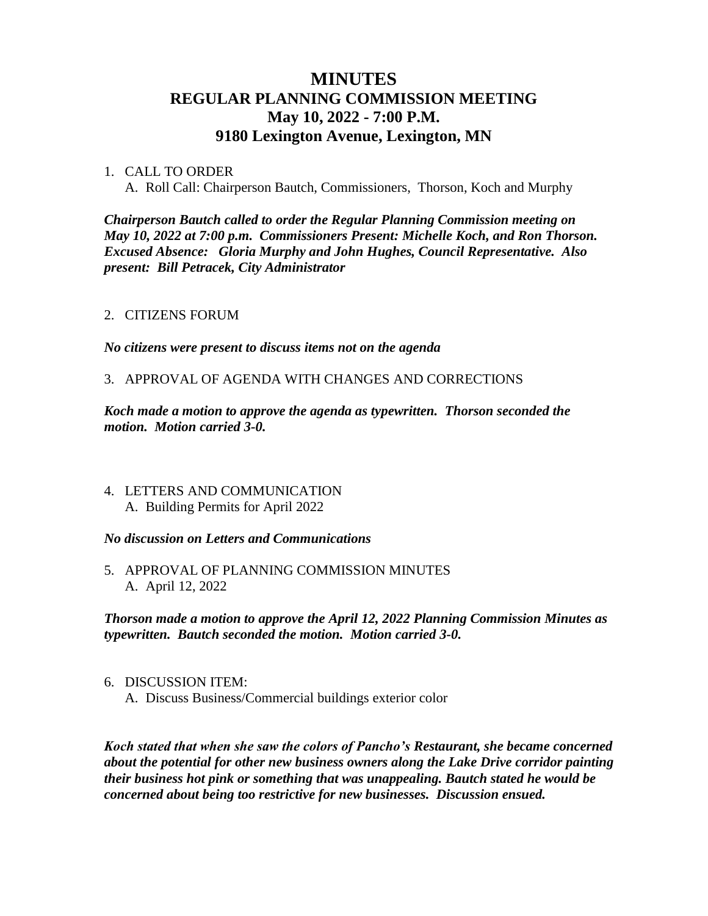# MINUTES
## REGULAR PLANNING COMMISSION MEETING
## May 10, 2022 - 7:00 P.M.
## 9180 Lexington Avenue, Lexington, MN

1. CALL TO ORDER
   A. Roll Call: Chairperson Bautch, Commissioners, Thorson, Koch and Murphy

***Chairperson Bautch called to order the Regular Planning Commission meeting on May 10, 2022 at 7:00 p.m. Commissioners Present: Michelle Koch, and Ron Thorson. Excused Absence: Gloria Murphy and John Hughes, Council Representative. Also present: Bill Petracek, City Administrator***

2. CITIZENS FORUM

***No citizens were present to discuss items not on the agenda***

3. APPROVAL OF AGENDA WITH CHANGES AND CORRECTIONS

***Koch made a motion to approve the agenda as typewritten. Thorson seconded the motion. Motion carried 3-0.***

4. LETTERS AND COMMUNICATION
   A. Building Permits for April 2022

***No discussion on Letters and Communications***

5. APPROVAL OF PLANNING COMMISSION MINUTES
   A. April 12, 2022

***Thorson made a motion to approve the April 12, 2022 Planning Commission Minutes as typewritten. Bautch seconded the motion. Motion carried 3-0.***

6. DISCUSSION ITEM:
   A. Discuss Business/Commercial buildings exterior color

***Koch stated that when she saw the colors of Pancho's Restaurant, she became concerned about the potential for other new business owners along the Lake Drive corridor painting their business hot pink or something that was unappealing. Bautch stated he would be concerned about being too restrictive for new businesses. Discussion ensued.***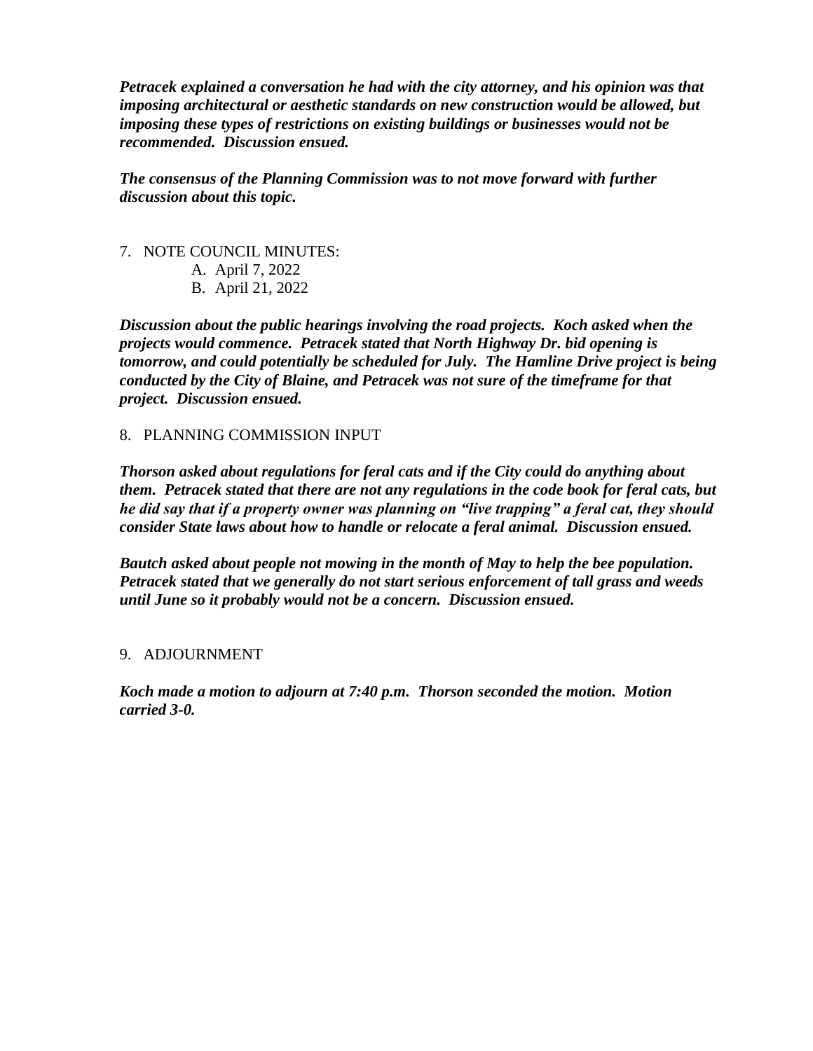***Petracek explained a conversation he had with the city attorney, and his opinion was that imposing architectural or aesthetic standards on new construction would be allowed, but imposing these types of restrictions on existing buildings or businesses would not be recommended. Discussion ensued.***

***The consensus of the Planning Commission was to not move forward with further discussion about this topic.***

7. NOTE COUNCIL MINUTES:
    - A. April 7, 2022
    - B. April 21, 2022

***Discussion about the public hearings involving the road projects. Koch asked when the projects would commence. Petracek stated that North Highway Dr. bid opening is tomorrow, and could potentially be scheduled for July. The Hamline Drive project is being conducted by the City of Blaine, and Petracek was not sure of the timeframe for that project. Discussion ensued.***

8. PLANNING COMMISSION INPUT

***Thorson asked about regulations for feral cats and if the City could do anything about them. Petracek stated that there are not any regulations in the code book for feral cats, but he did say that if a property owner was planning on "live trapping" a feral cat, they should consider State laws about how to handle or relocate a feral animal. Discussion ensued.***

***Bautch asked about people not mowing in the month of May to help the bee population. Petracek stated that we generally do not start serious enforcement of tall grass and weeds until June so it probably would not be a concern. Discussion ensued.***

9. ADJOURNMENT

***Koch made a motion to adjourn at 7:40 p.m. Thorson seconded the motion. Motion carried 3-0.***